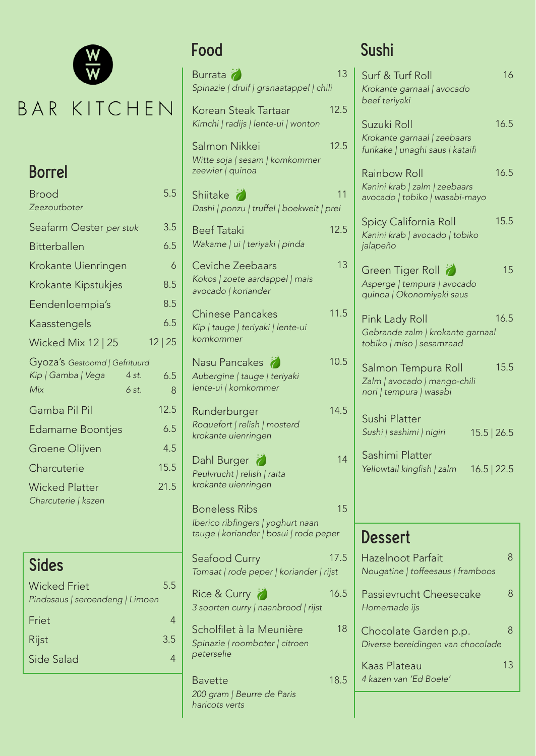# BAR KITCHEN

## Borrel

| Item | Prijs |
|---|---|
| Brood<br>*Zeezoutboter* | 5.5 |
| Seafarm Oester *per stuk* | 3.5 |
| Bitterballen | 6.5 |
| Krokante Uienringen | 6 |
| Krokante Kipstukjes | 8.5 |
| Eendenloempia's | 8.5 |
| Kaasstengels | 6.5 |
| Wicked Mix 12 \| 25 | 12 \| 25 |

Gyoza's *Gestoomd | Gefrituurd*

| | | |
|---|---|---|
| *Kip \| Gamba \| Vega* | *4 st.* | 6.5 |
| *Mix* | *6 st.* | 8 |

| Item | Prijs |
|---|---|
| Gamba Pil Pil | 12.5 |
| Edamame Boontjes | 6.5 |
| Groene Olijven | 4.5 |
| Charcuterie | 15.5 |
| Wicked Platter<br>*Charcuterie \| kazen* | 21.5 |

## Sides

| Item | Prijs |
|---|---|
| Wicked Friet<br>*Pindasaus \| seroendeng \| Limoen* | 5.5 |
| Friet | 4 |
| Rijst | 3.5 |
| Side Salad | 4 |

## Food

| Item | Prijs |
|---|---|
| Burrata (vega)<br>*Spinazie \| druif \| granaatappel \| chili* | 13 |
| Korean Steak Tartaar<br>*Kimchi \| radijs \| lente-ui \| wonton* | 12.5 |
| Salmon Nikkei<br>*Witte soja \| sesam \| komkommer zeewier \| quinoa* | 12.5 |
| Shiitake (vega)<br>*Dashi \| ponzu \| truffel \| boekweit \| prei* | 11 |
| Beef Tataki<br>*Wakame \| ui \| teriyaki \| pinda* | 12.5 |
| Ceviche Zeebaars<br>*Kokos \| zoete aardappel \| mais avocado \| koriander* | 13 |
| Chinese Pancakes<br>*Kip \| tauge \| teriyaki \| lente-ui komkommer* | 11.5 |
| Nasu Pancakes (vega)<br>*Aubergine \| tauge \| teriyaki lente-ui \| komkommer* | 10.5 |
| Runderburger<br>*Roquefort \| relish \| mosterd krokante uienringen* | 14.5 |
| Dahl Burger (vega)<br>*Peulvrucht \| relish \| raita krokante uienringen* | 14 |
| Boneless Ribs<br>*Iberico ribfingers \| yoghurt naan tauge \| koriander \| bosui \| rode peper* | 15 |
| Seafood Curry<br>*Tomaat \| rode peper \| koriander \| rijst* | 17.5 |
| Rice & Curry (vega)<br>*3 soorten curry \| naanbrood \| rijst* | 16.5 |
| Scholfilet à la Meunière<br>*Spinazie \| roomboter \| citroen peterselie* | 18 |
| Bavette<br>*200 gram \| Beurre de Paris haricots verts* | 18.5 |

## Sushi

| Item | Prijs |
|---|---|
| Surf & Turf Roll<br>*Krokante garnaal \| avocado beef teriyaki* | 16 |
| Suzuki Roll<br>*Krokante garnaal \| zeebaars furikake \| unaghi saus \| kataifi* | 16.5 |
| Rainbow Roll<br>*Kanini krab \| zalm \| zeebaars avocado \| tobiko \| wasabi-mayo* | 16.5 |
| Spicy California Roll<br>*Kanini krab \| avocado \| tobiko jalapeño* | 15.5 |
| Green Tiger Roll (vega)<br>*Asperge \| tempura \| avocado quinoa \| Okonomiyaki saus* | 15 |
| Pink Lady Roll<br>*Gebrande zalm \| krokante garnaal tobiko \| miso \| sesamzaad* | 16.5 |
| Salmon Tempura Roll<br>*Zalm \| avocado \| mango-chili nori \| tempura \| wasabi* | 15.5 |
| Sushi Platter<br>*Sushi \| sashimi \| nigiri* | 15.5 \| 26.5 |
| Sashimi Platter<br>*Yellowtail kingfish \| zalm* | 16.5 \| 22.5 |

## Dessert

| Item | Prijs |
|---|---|
| Hazelnoot Parfait<br>*Nougatine \| toffeesaus \| framboos* | 8 |
| Passievrucht Cheesecake<br>*Homemade ijs* | 8 |
| Chocolate Garden p.p.<br>*Diverse bereidingen van chocolade* | 8 |
| Kaas Plateau<br>*4 kazen van 'Ed Boele'* | 13 |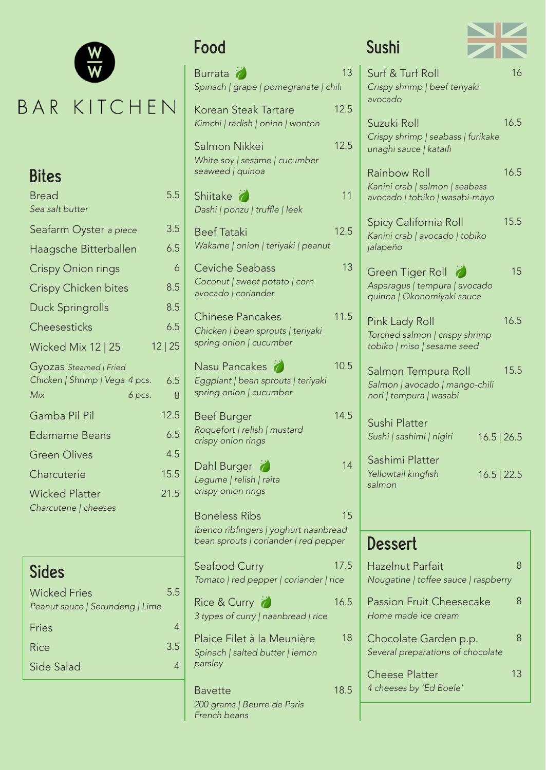# BAR KITCHEN

## Bites

Bread — 5.5
*Sea salt butter*

Seafarm Oyster *a piece* — 3.5

Haagsche Bitterballen — 6.5

Crispy Onion rings — 6

Crispy Chicken bites — 8.5

Duck Springrolls — 8.5

Cheesesticks — 6.5

Wicked Mix 12 | 25 — 12 | 25

Gyozas *Steamed | Fried*
*Chicken | Shrimp | Vega 4 pcs.* — 6.5
*Mix 6 pcs.* — 8

Gamba Pil Pil — 12.5

Edamame Beans — 6.5

Green Olives — 4.5

Charcuterie — 15.5

Wicked Platter — 21.5
*Charcuterie | cheeses*

## Sides

Wicked Fries — 5.5
*Peanut sauce | Serundeng | Lime*

Fries — 4

Rice — 3.5

Side Salad — 4

## Food

Burrata — 13
*Spinach | grape | pomegranate | chili*

Korean Steak Tartare — 12.5
*Kimchi | radish | onion | wonton*

Salmon Nikkei — 12.5
*White soy | sesame | cucumber seaweed | quinoa*

Shiitake — 11
*Dashi | ponzu | truffle | leek*

Beef Tataki — 12.5
*Wakame | onion | teriyaki | peanut*

Ceviche Seabass — 13
*Coconut | sweet potato | corn avocado | coriander*

Chinese Pancakes — 11.5
*Chicken | bean sprouts | teriyaki spring onion | cucumber*

Nasu Pancakes — 10.5
*Eggplant | bean sprouts | teriyaki spring onion | cucumber*

Beef Burger — 14.5
*Roquefort | relish | mustard crispy onion rings*

Dahl Burger — 14
*Legume | relish | raita crispy onion rings*

Boneless Ribs — 15
*Iberico ribfingers | yoghurt naanbread bean sprouts | coriander | red pepper*

Seafood Curry — 17.5
*Tomato | red pepper | coriander | rice*

Rice & Curry — 16.5
*3 types of curry | naanbread | rice*

Plaice Filet à la Meunière — 18
*Spinach | salted butter | lemon parsley*

Bavette — 18.5
*200 grams | Beurre de Paris French beans*

## Sushi

Surf & Turf Roll — 16
*Crispy shrimp | beef teriyaki avocado*

Suzuki Roll — 16.5
*Crispy shrimp | seabass | furikake unaghi sauce | kataifi*

Rainbow Roll — 16.5
*Kanini crab | salmon | seabass avocado | tobiko | wasabi-mayo*

Spicy California Roll — 15.5
*Kanini crab | avocado | tobiko jalapeño*

Green Tiger Roll — 15
*Asparagus | tempura | avocado quinoa | Okonomiyaki sauce*

Pink Lady Roll — 16.5
*Torched salmon | crispy shrimp tobiko | miso | sesame seed*

Salmon Tempura Roll — 15.5
*Salmon | avocado | mango-chili nori | tempura | wasabi*

Sushi Platter — 16.5 | 26.5
*Sushi | sashimi | nigiri*

Sashimi Platter — 16.5 | 22.5
*Yellowtail kingfish salmon*

## Dessert

Hazelnut Parfait — 8
*Nougatine | toffee sauce | raspberry*

Passion Fruit Cheesecake — 8
*Home made ice cream*

Chocolate Garden p.p. — 8
*Several preparations of chocolate*

Cheese Platter — 13
*4 cheeses by 'Ed Boele'*